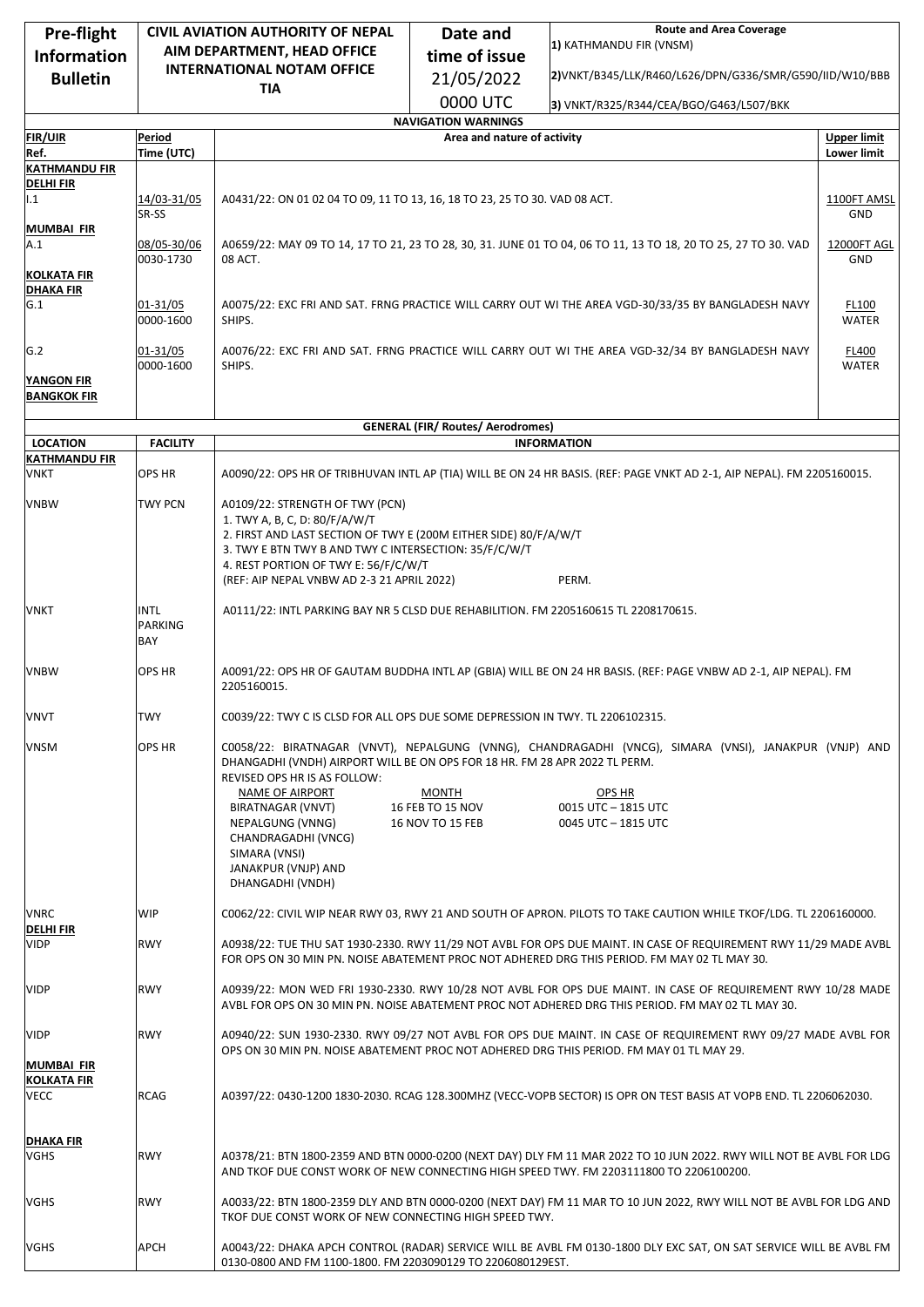| Pre-flight Information Bulletin | CIVIL AVIATION AUTHORITY OF NEPAL AIM DEPARTMENT, HEAD OFFICE INTERNATIONAL NOTAM OFFICE TIA | Date and time of issue 21/05/2022 0000 UTC | Route and Area Coverage 1) KATHMANDU FIR (VNSM) 2)VNKT/B345/LLK/R460/L626/DPN/G336/SMR/G590/IID/W10/BBB 3) VNKT/R325/R344/CEA/BGO/G463/L507/BKK |
|---|---|---|---|

**NAVIGATION WARNINGS**

| FIR/UIR Ref. | Period Time (UTC) | Area and nature of activity | Upper limit Lower limit |
|---|---|---|---|
| **KATHMANDU FIR** | | | |
| **DELHI FIR** | | | |
| I.1 | 14/03-31/05 SR-SS | A0431/22: ON 01 02 04 TO 09, 11 TO 13, 16, 18 TO 23, 25 TO 30. VAD 08 ACT. | 1100FT AMSL GND |
| **MUMBAI FIR** | | | |
| A.1 | 08/05-30/06 0030-1730 | A0659/22: MAY 09 TO 14, 17 TO 21, 23 TO 28, 30, 31. JUNE 01 TO 04, 06 TO 11, 13 TO 18, 20 TO 25, 27 TO 30. VAD 08 ACT. | 12000FT AGL GND |
| **KOLKATA FIR** | | | |
| **DHAKA FIR** | | | |
| G.1 | 01-31/05 0000-1600 | A0075/22: EXC FRI AND SAT. FRNG PRACTICE WILL CARRY OUT WI THE AREA VGD-30/33/35 BY BANGLADESH NAVY SHIPS. | FL100 WATER |
| G.2 | 01-31/05 0000-1600 | A0076/22: EXC FRI AND SAT. FRNG PRACTICE WILL CARRY OUT WI THE AREA VGD-32/34 BY BANGLADESH NAVY SHIPS. | FL400 WATER |
| **YANGON FIR** | | | |
| **BANGKOK FIR** | | | |

**GENERAL (FIR/ Routes/ Aerodromes)**

| LOCATION | FACILITY | INFORMATION |
|---|---|---|
| **KATHMANDU FIR** | | |
| VNKT | OPS HR | A0090/22: OPS HR OF TRIBHUVAN INTL AP (TIA) WILL BE ON 24 HR BASIS. (REF: PAGE VNKT AD 2-1, AIP NEPAL). FM 2205160015. |
| VNBW | TWY PCN | A0109/22: STRENGTH OF TWY (PCN)<br>1. TWY A, B, C, D: 80/F/A/W/T<br>2. FIRST AND LAST SECTION OF TWY E (200M EITHER SIDE) 80/F/A/W/T<br>3. TWY E BTN TWY B AND TWY C INTERSECTION: 35/F/C/W/T<br>4. REST PORTION OF TWY E: 56/F/C/W/T<br>(REF: AIP NEPAL VNBW AD 2-3 21 APRIL 2022) PERM. |
| VNKT | INTL PARKING BAY | A0111/22: INTL PARKING BAY NR 5 CLSD DUE REHABILITION. FM 2205160615 TL 2208170615. |
| VNBW | OPS HR | A0091/22: OPS HR OF GAUTAM BUDDHA INTL AP (GBIA) WILL BE ON 24 HR BASIS. (REF: PAGE VNBW AD 2-1, AIP NEPAL). FM 2205160015. |
| VNVT | TWY | C0039/22: TWY C IS CLSD FOR ALL OPS DUE SOME DEPRESSION IN TWY. TL 2206102315. |
| VNSM | OPS HR | C0058/22: BIRATNAGAR (VNVT), NEPALGUNG (VNNG), CHANDRAGADHI (VNCG), SIMARA (VNSI), JANAKPUR (VNJP) AND DHANGADHI (VNDH) AIRPORT WILL BE ON OPS FOR 18 HR. FM 28 APR 2022 TL PERM.<br>REVISED OPS HR IS AS FOLLOW:<br>NAME OF AIRPORT / MONTH / OPS HR<br>BIRATNAGAR (VNVT) / 16 FEB TO 15 NOV / 0015 UTC – 1815 UTC<br>NEPALGUNG (VNNG) / 16 NOV TO 15 FEB / 0045 UTC – 1815 UTC<br>CHANDRAGADHI (VNCG)<br>SIMARA (VNSI)<br>JANAKPUR (VNJP) AND<br>DHANGADHI (VNDH) |
| VNRC | WIP | C0062/22: CIVIL WIP NEAR RWY 03, RWY 21 AND SOUTH OF APRON. PILOTS TO TAKE CAUTION WHILE TKOF/LDG. TL 2206160000. |
| **DELHI FIR** | | |
| VIDP | RWY | A0938/22: TUE THU SAT 1930-2330. RWY 11/29 NOT AVBL FOR OPS DUE MAINT. IN CASE OF REQUIREMENT RWY 11/29 MADE AVBL FOR OPS ON 30 MIN PN. NOISE ABATEMENT PROC NOT ADHERED DRG THIS PERIOD. FM MAY 02 TL MAY 30. |
| VIDP | RWY | A0939/22: MON WED FRI 1930-2330. RWY 10/28 NOT AVBL FOR OPS DUE MAINT. IN CASE OF REQUIREMENT RWY 10/28 MADE AVBL FOR OPS ON 30 MIN PN. NOISE ABATEMENT PROC NOT ADHERED DRG THIS PERIOD. FM MAY 02 TL MAY 30. |
| VIDP | RWY | A0940/22: SUN 1930-2330. RWY 09/27 NOT AVBL FOR OPS DUE MAINT. IN CASE OF REQUIREMENT RWY 09/27 MADE AVBL FOR OPS ON 30 MIN PN. NOISE ABATEMENT PROC NOT ADHERED DRG THIS PERIOD. FM MAY 01 TL MAY 29. |
| **MUMBAI FIR** | | |
| **KOLKATA FIR** | | |
| VECC | RCAG | A0397/22: 0430-1200 1830-2030. RCAG 128.300MHZ (VECC-VOPB SECTOR) IS OPR ON TEST BASIS AT VOPB END. TL 2206062030. |
| **DHAKA FIR** | | |
| VGHS | RWY | A0378/21: BTN 1800-2359 AND BTN 0000-0200 (NEXT DAY) DLY FM 11 MAR 2022 TO 10 JUN 2022. RWY WILL NOT BE AVBL FOR LDG AND TKOF DUE CONST WORK OF NEW CONNECTING HIGH SPEED TWY. FM 2203111800 TO 2206100200. |
| VGHS | RWY | A0033/22: BTN 1800-2359 DLY AND BTN 0000-0200 (NEXT DAY) FM 11 MAR TO 10 JUN 2022, RWY WILL NOT BE AVBL FOR LDG AND TKOF DUE CONST WORK OF NEW CONNECTING HIGH SPEED TWY. |
| VGHS | APCH | A0043/22: DHAKA APCH CONTROL (RADAR) SERVICE WILL BE AVBL FM 0130-1800 DLY EXC SAT, ON SAT SERVICE WILL BE AVBL FM 0130-0800 AND FM 1100-1800. FM 2203090129 TO 2206080129EST. |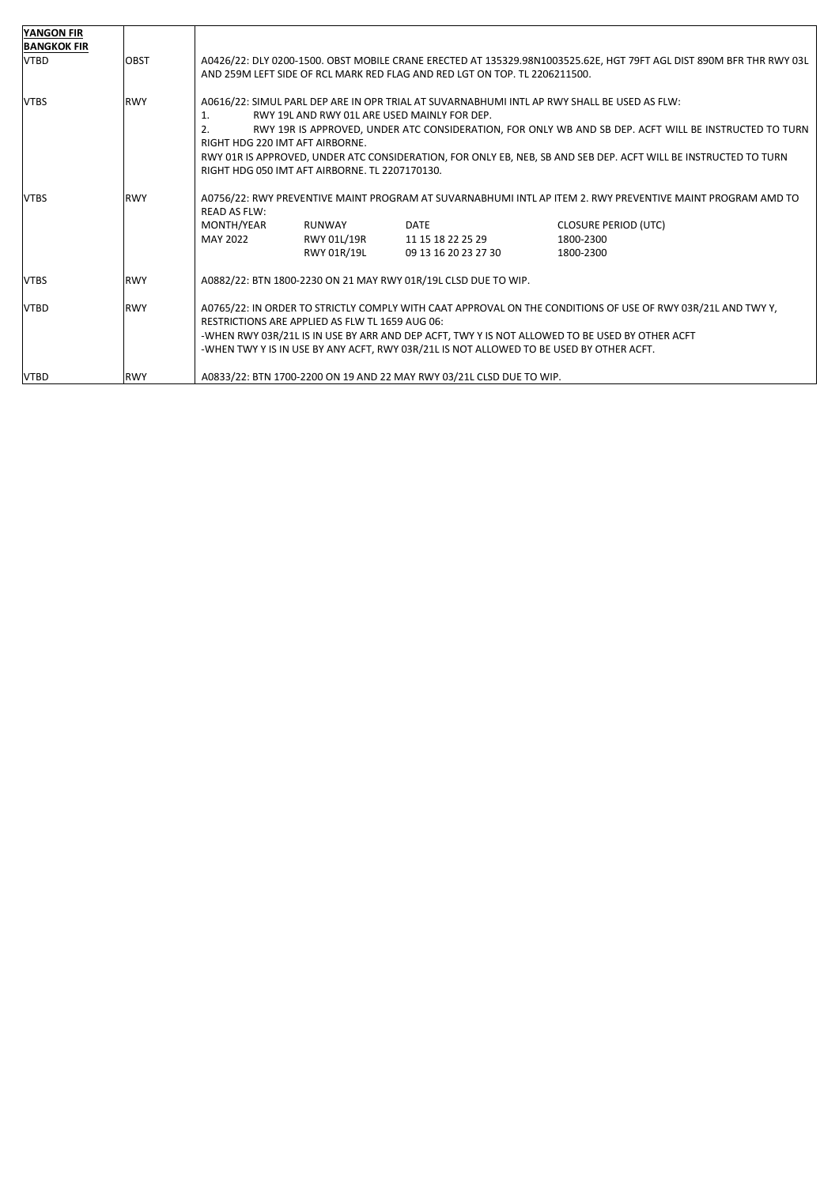| | | |
|---|---|---|
| **YANGON FIR** | | |
| **BANGKOK FIR** | | |
| VTBD | OBST | A0426/22: DLY 0200-1500. OBST MOBILE CRANE ERECTED AT 135329.98N1003525.62E, HGT 79FT AGL DIST 890M BFR THR RWY 03L AND 259M LEFT SIDE OF RCL MARK RED FLAG AND RED LGT ON TOP. TL 2206211500. |
| VTBS | RWY | A0616/22: SIMUL PARL DEP ARE IN OPR TRIAL AT SUVARNABHUMI INTL AP RWY SHALL BE USED AS FLW:<br>1. RWY 19L AND RWY 01L ARE USED MAINLY FOR DEP.<br>2. RWY 19R IS APPROVED, UNDER ATC CONSIDERATION, FOR ONLY WB AND SB DEP. ACFT WILL BE INSTRUCTED TO TURN RIGHT HDG 220 IMT AFT AIRBORNE.<br>RWY 01R IS APPROVED, UNDER ATC CONSIDERATION, FOR ONLY EB, NEB, SB AND SEB DEP. ACFT WILL BE INSTRUCTED TO TURN RIGHT HDG 050 IMT AFT AIRBORNE. TL 2207170130. |
| VTBS | RWY | A0756/22: RWY PREVENTIVE MAINT PROGRAM AT SUVARNABHUMI INTL AP ITEM 2. RWY PREVENTIVE MAINT PROGRAM AMD TO READ AS FLW:<br>MONTH/YEAR — RUNWAY — DATE — CLOSURE PERIOD (UTC)<br>MAY 2022 — RWY 01L/19R — 11 15 18 22 25 29 — 1800-2300<br>RWY 01R/19L — 09 13 16 20 23 27 30 — 1800-2300 |
| VTBS | RWY | A0882/22: BTN 1800-2230 ON 21 MAY RWY 01R/19L CLSD DUE TO WIP. |
| VTBD | RWY | A0765/22: IN ORDER TO STRICTLY COMPLY WITH CAAT APPROVAL ON THE CONDITIONS OF USE OF RWY 03R/21L AND TWY Y, RESTRICTIONS ARE APPLIED AS FLW TL 1659 AUG 06:<br>-WHEN RWY 03R/21L IS IN USE BY ARR AND DEP ACFT, TWY Y IS NOT ALLOWED TO BE USED BY OTHER ACFT<br>-WHEN TWY Y IS IN USE BY ANY ACFT, RWY 03R/21L IS NOT ALLOWED TO BE USED BY OTHER ACFT. |
| VTBD | RWY | A0833/22: BTN 1700-2200 ON 19 AND 22 MAY RWY 03/21L CLSD DUE TO WIP. |